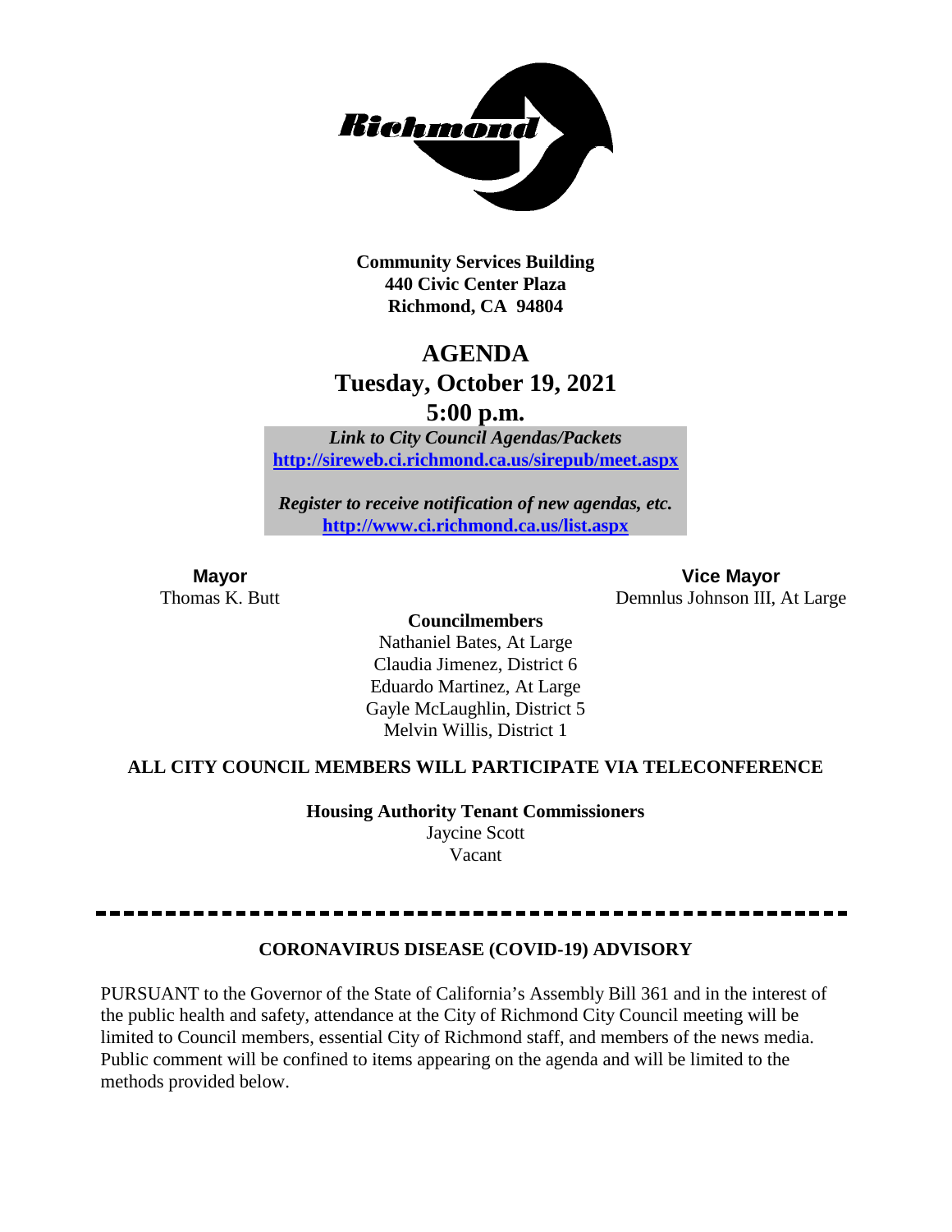**Community Services Building**
**440 Civic Center Plaza**
**Richmond, CA 94804**

# AGENDA
## Tuesday, October 19, 2021
## 5:00 p.m.

***Link to City Council Agendas/Packets***
**http://sireweb.ci.richmond.ca.us/sirepub/meet.aspx**

***Register to receive notification of new agendas, etc.***
**http://www.ci.richmond.ca.us/list.aspx**

**Mayor**
Thomas K. Butt

**Vice Mayor**
Demnlus Johnson III, At Large

**Councilmembers**
Nathaniel Bates, At Large
Claudia Jimenez, District 6
Eduardo Martinez, At Large
Gayle McLaughlin, District 5
Melvin Willis, District 1

**ALL CITY COUNCIL MEMBERS WILL PARTICIPATE VIA TELECONFERENCE**

**Housing Authority Tenant Commissioners**
Jaycine Scott
Vacant

---

**CORONAVIRUS DISEASE (COVID-19) ADVISORY**

PURSUANT to the Governor of the State of California's Assembly Bill 361 and in the interest of the public health and safety, attendance at the City of Richmond City Council meeting will be limited to Council members, essential City of Richmond staff, and members of the news media. Public comment will be confined to items appearing on the agenda and will be limited to the methods provided below.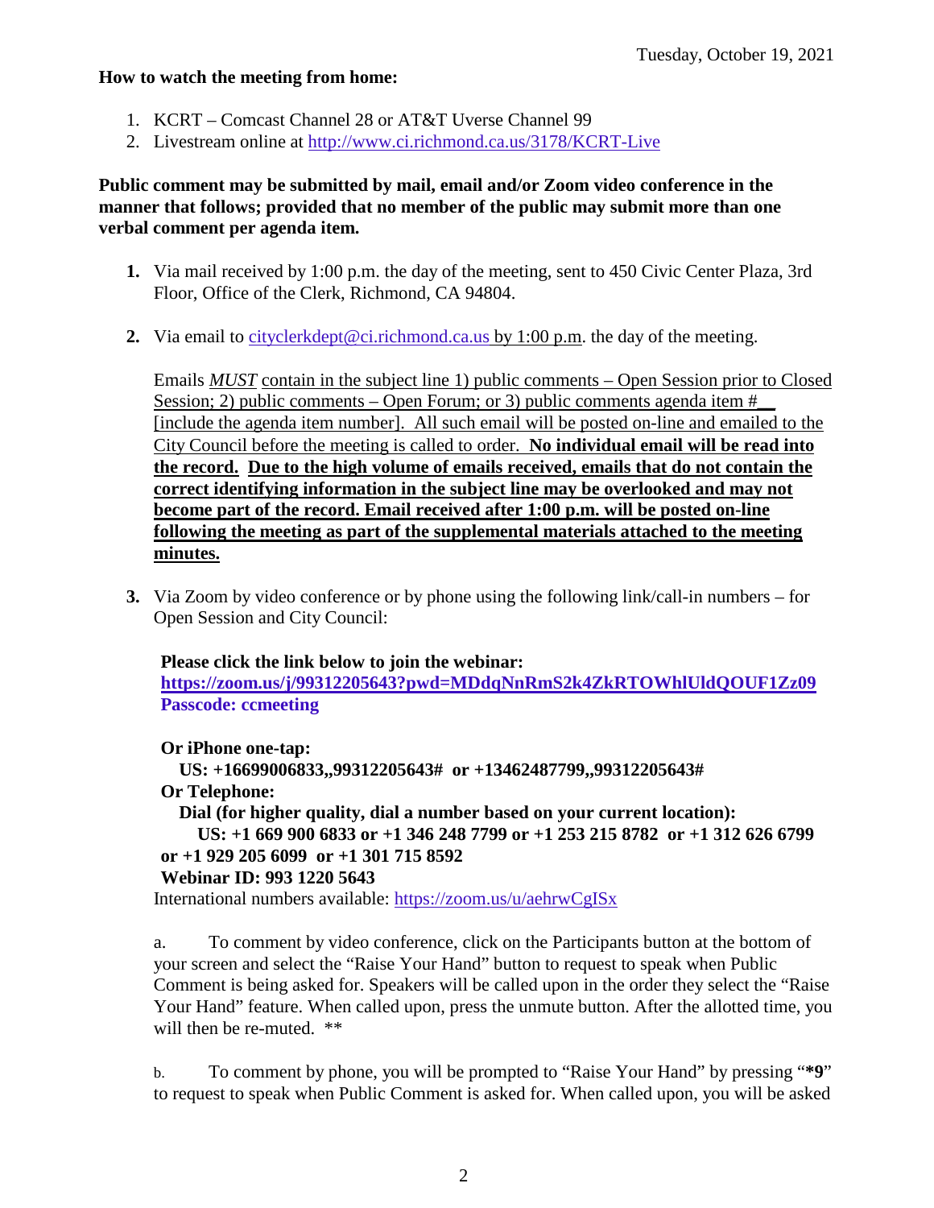Tuesday, October 19, 2021

**How to watch the meeting from home:**

1. KCRT – Comcast Channel 28 or AT&T Uverse Channel 99
2. Livestream online at http://www.ci.richmond.ca.us/3178/KCRT-Live

**Public comment may be submitted by mail, email and/or Zoom video conference in the manner that follows; provided that no member of the public may submit more than one verbal comment per agenda item.**

**1.** Via mail received by 1:00 p.m. the day of the meeting, sent to 450 Civic Center Plaza, 3rd Floor, Office of the Clerk, Richmond, CA 94804.

**2.** Via email to cityclerkdept@ci.richmond.ca.us by 1:00 p.m. the day of the meeting.

Emails *MUST* contain in the subject line 1) public comments – Open Session prior to Closed Session; 2) public comments – Open Forum; or 3) public comments agenda item #__ [include the agenda item number]. All such email will be posted on-line and emailed to the City Council before the meeting is called to order. **No individual email will be read into the record. Due to the high volume of emails received, emails that do not contain the correct identifying information in the subject line may be overlooked and may not become part of the record. Email received after 1:00 p.m. will be posted on-line following the meeting as part of the supplemental materials attached to the meeting minutes.**

**3.** Via Zoom by video conference or by phone using the following link/call-in numbers – for Open Session and City Council:

**Please click the link below to join the webinar:**
**https://zoom.us/j/99312205643?pwd=MDdqNnRmS2k4ZkRTOWhlUldQOUF1Zz09**
**Passcode: ccmeeting**

**Or iPhone one-tap:**
**US: +16699006833,,99312205643# or +13462487799,,99312205643#**
**Or Telephone:**
**Dial (for higher quality, dial a number based on your current location):**
**US: +1 669 900 6833 or +1 346 248 7799 or +1 253 215 8782 or +1 312 626 6799 or +1 929 205 6099 or +1 301 715 8592**
**Webinar ID: 993 1220 5643**
International numbers available: https://zoom.us/u/aehrwCgISx

a. To comment by video conference, click on the Participants button at the bottom of your screen and select the "Raise Your Hand" button to request to speak when Public Comment is being asked for. Speakers will be called upon in the order they select the "Raise Your Hand" feature. When called upon, press the unmute button. After the allotted time, you will then be re-muted. **

b. To comment by phone, you will be prompted to "Raise Your Hand" by pressing "**\*9**" to request to speak when Public Comment is asked for. When called upon, you will be asked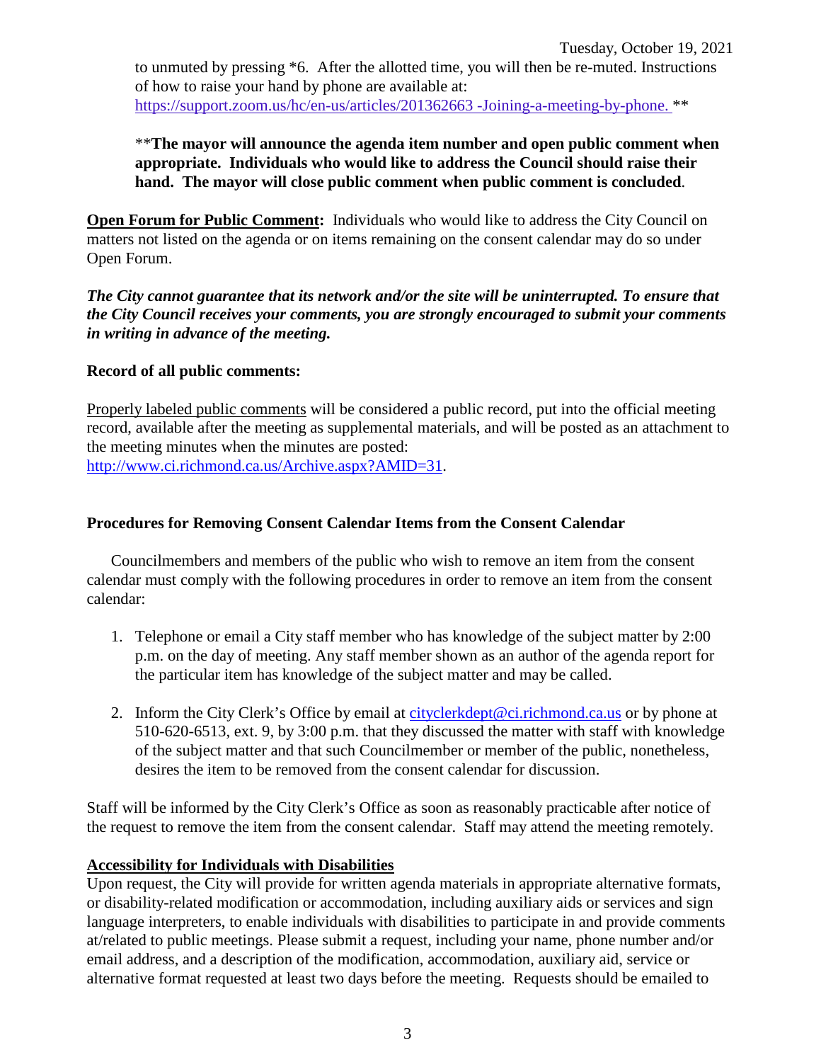to unmuted by pressing *6. After the allotted time, you will then be re-muted. Instructions of how to raise your hand by phone are available at: https://support.zoom.us/hc/en-us/articles/201362663 -Joining-a-meeting-by-phone. **

**The mayor will announce the agenda item number and open public comment when appropriate. Individuals who would like to address the Council should raise their hand. The mayor will close public comment when public comment is concluded.**

**Open Forum for Public Comment:** Individuals who would like to address the City Council on matters not listed on the agenda or on items remaining on the consent calendar may do so under Open Forum.

***The City cannot guarantee that its network and/or the site will be uninterrupted. To ensure that the City Council receives your comments, you are strongly encouraged to submit your comments in writing in advance of the meeting.***

**Record of all public comments:**

Properly labeled public comments will be considered a public record, put into the official meeting record, available after the meeting as supplemental materials, and will be posted as an attachment to the meeting minutes when the minutes are posted: http://www.ci.richmond.ca.us/Archive.aspx?AMID=31.

**Procedures for Removing Consent Calendar Items from the Consent Calendar**

Councilmembers and members of the public who wish to remove an item from the consent calendar must comply with the following procedures in order to remove an item from the consent calendar:

1. Telephone or email a City staff member who has knowledge of the subject matter by 2:00 p.m. on the day of meeting. Any staff member shown as an author of the agenda report for the particular item has knowledge of the subject matter and may be called.

2. Inform the City Clerk's Office by email at cityclerkdept@ci.richmond.ca.us or by phone at 510-620-6513, ext. 9, by 3:00 p.m. that they discussed the matter with staff with knowledge of the subject matter and that such Councilmember or member of the public, nonetheless, desires the item to be removed from the consent calendar for discussion.

Staff will be informed by the City Clerk's Office as soon as reasonably practicable after notice of the request to remove the item from the consent calendar. Staff may attend the meeting remotely.

**Accessibility for Individuals with Disabilities**

Upon request, the City will provide for written agenda materials in appropriate alternative formats, or disability-related modification or accommodation, including auxiliary aids or services and sign language interpreters, to enable individuals with disabilities to participate in and provide comments at/related to public meetings. Please submit a request, including your name, phone number and/or email address, and a description of the modification, accommodation, auxiliary aid, service or alternative format requested at least two days before the meeting. Requests should be emailed to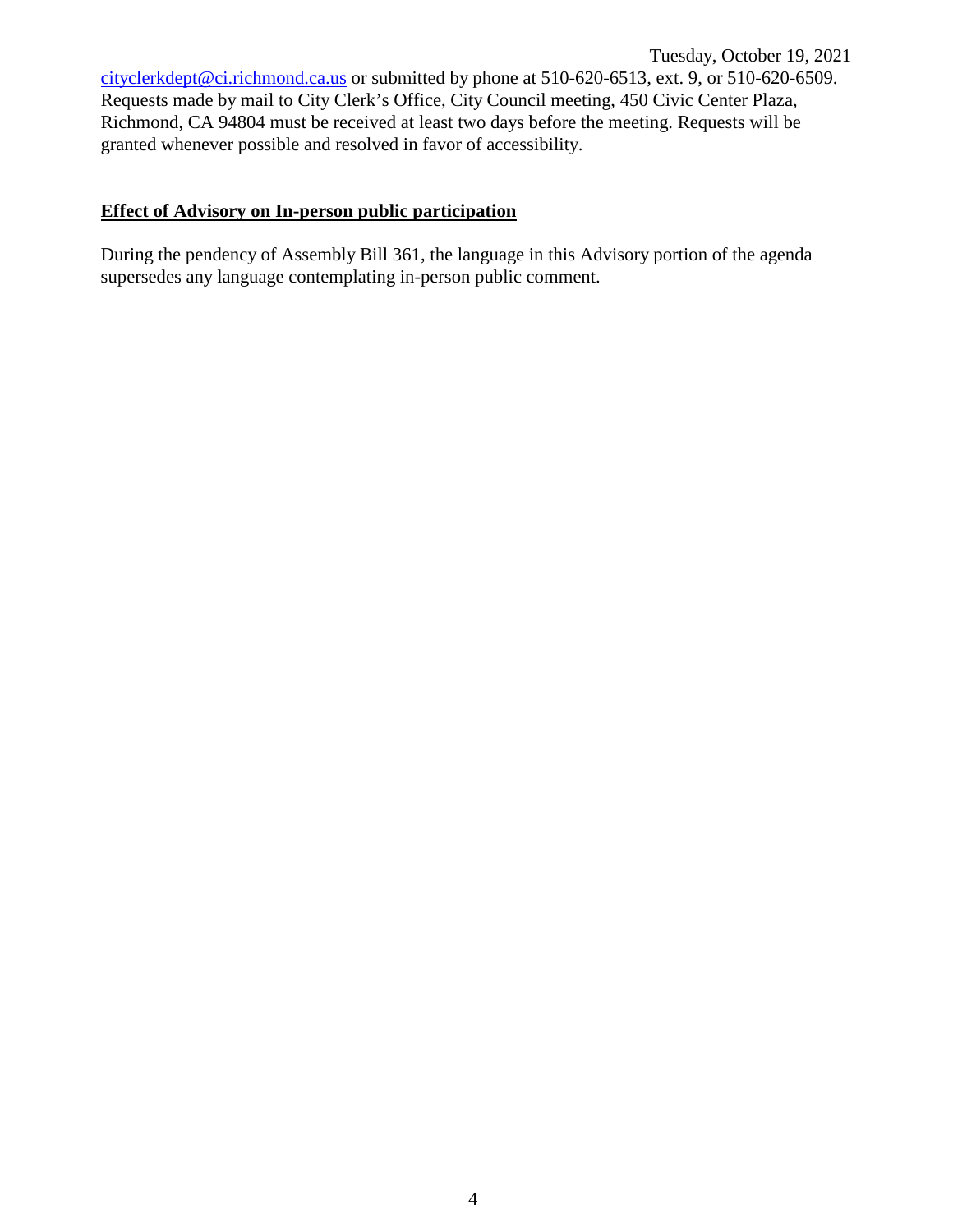cityclerkdept@ci.richmond.ca.us or submitted by phone at 510-620-6513, ext. 9, or 510-620-6509. Requests made by mail to City Clerk's Office, City Council meeting, 450 Civic Center Plaza, Richmond, CA 94804 must be received at least two days before the meeting. Requests will be granted whenever possible and resolved in favor of accessibility.

**Effect of Advisory on In-person public participation**

During the pendency of Assembly Bill 361, the language in this Advisory portion of the agenda supersedes any language contemplating in-person public comment.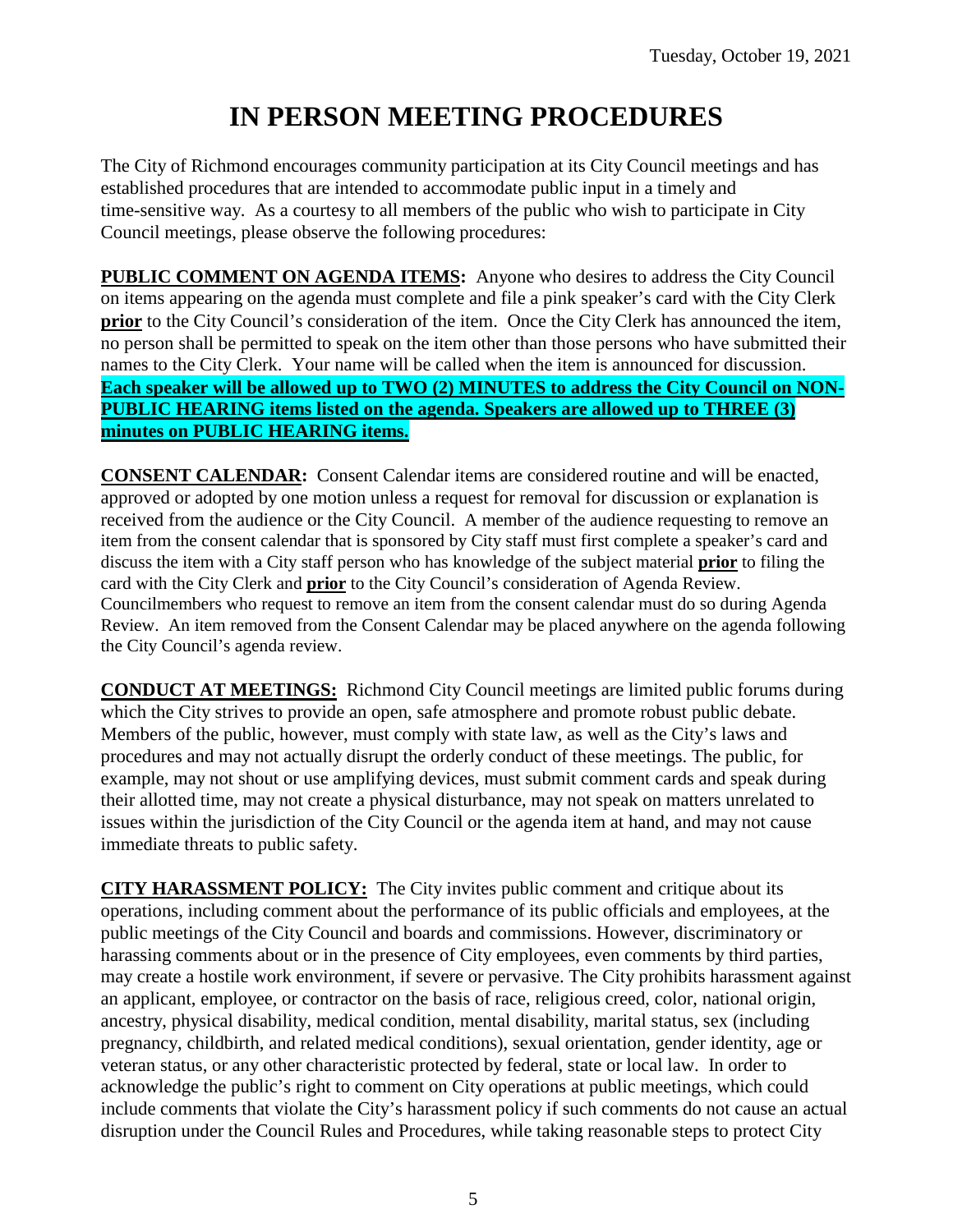# IN PERSON MEETING PROCEDURES

The City of Richmond encourages community participation at its City Council meetings and has established procedures that are intended to accommodate public input in a timely and time-sensitive way. As a courtesy to all members of the public who wish to participate in City Council meetings, please observe the following procedures:

**PUBLIC COMMENT ON AGENDA ITEMS:** Anyone who desires to address the City Council on items appearing on the agenda must complete and file a pink speaker's card with the City Clerk **prior** to the City Council's consideration of the item. Once the City Clerk has announced the item, no person shall be permitted to speak on the item other than those persons who have submitted their names to the City Clerk. Your name will be called when the item is announced for discussion. **Each speaker will be allowed up to TWO (2) MINUTES to address the City Council on NON-PUBLIC HEARING items listed on the agenda. Speakers are allowed up to THREE (3) minutes on PUBLIC HEARING items.**

**CONSENT CALENDAR:** Consent Calendar items are considered routine and will be enacted, approved or adopted by one motion unless a request for removal for discussion or explanation is received from the audience or the City Council. A member of the audience requesting to remove an item from the consent calendar that is sponsored by City staff must first complete a speaker's card and discuss the item with a City staff person who has knowledge of the subject material **prior** to filing the card with the City Clerk and **prior** to the City Council's consideration of Agenda Review. Councilmembers who request to remove an item from the consent calendar must do so during Agenda Review. An item removed from the Consent Calendar may be placed anywhere on the agenda following the City Council's agenda review.

**CONDUCT AT MEETINGS:** Richmond City Council meetings are limited public forums during which the City strives to provide an open, safe atmosphere and promote robust public debate. Members of the public, however, must comply with state law, as well as the City's laws and procedures and may not actually disrupt the orderly conduct of these meetings. The public, for example, may not shout or use amplifying devices, must submit comment cards and speak during their allotted time, may not create a physical disturbance, may not speak on matters unrelated to issues within the jurisdiction of the City Council or the agenda item at hand, and may not cause immediate threats to public safety.

**CITY HARASSMENT POLICY:** The City invites public comment and critique about its operations, including comment about the performance of its public officials and employees, at the public meetings of the City Council and boards and commissions. However, discriminatory or harassing comments about or in the presence of City employees, even comments by third parties, may create a hostile work environment, if severe or pervasive. The City prohibits harassment against an applicant, employee, or contractor on the basis of race, religious creed, color, national origin, ancestry, physical disability, medical condition, mental disability, marital status, sex (including pregnancy, childbirth, and related medical conditions), sexual orientation, gender identity, age or veteran status, or any other characteristic protected by federal, state or local law. In order to acknowledge the public's right to comment on City operations at public meetings, which could include comments that violate the City's harassment policy if such comments do not cause an actual disruption under the Council Rules and Procedures, while taking reasonable steps to protect City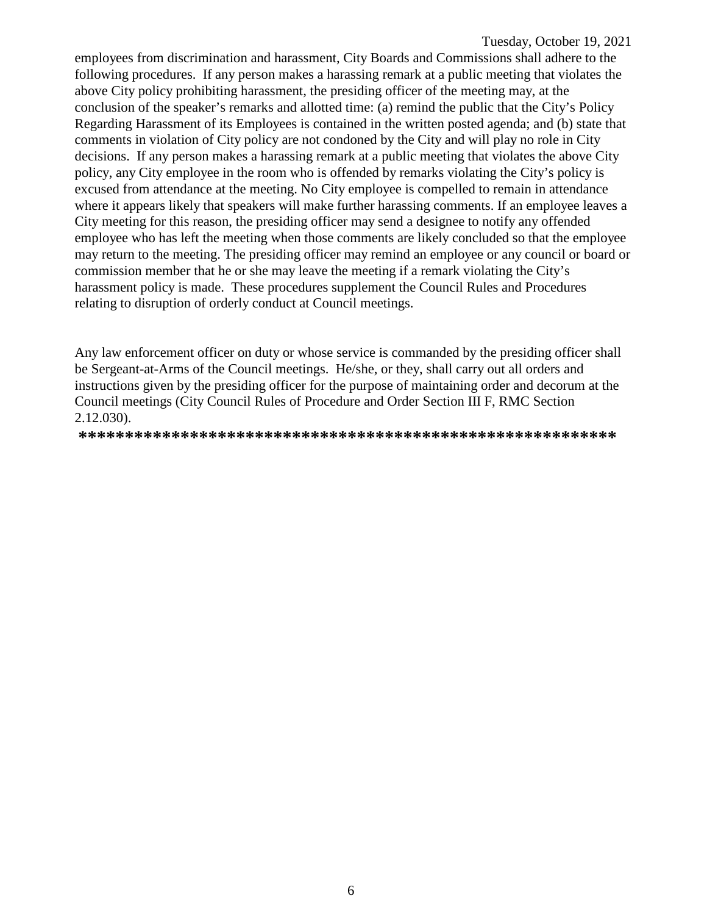employees from discrimination and harassment, City Boards and Commissions shall adhere to the following procedures. If any person makes a harassing remark at a public meeting that violates the above City policy prohibiting harassment, the presiding officer of the meeting may, at the conclusion of the speaker's remarks and allotted time: (a) remind the public that the City's Policy Regarding Harassment of its Employees is contained in the written posted agenda; and (b) state that comments in violation of City policy are not condoned by the City and will play no role in City decisions. If any person makes a harassing remark at a public meeting that violates the above City policy, any City employee in the room who is offended by remarks violating the City's policy is excused from attendance at the meeting. No City employee is compelled to remain in attendance where it appears likely that speakers will make further harassing comments. If an employee leaves a City meeting for this reason, the presiding officer may send a designee to notify any offended employee who has left the meeting when those comments are likely concluded so that the employee may return to the meeting. The presiding officer may remind an employee or any council or board or commission member that he or she may leave the meeting if a remark violating the City's harassment policy is made. These procedures supplement the Council Rules and Procedures relating to disruption of orderly conduct at Council meetings.

Any law enforcement officer on duty or whose service is commanded by the presiding officer shall be Sergeant-at-Arms of the Council meetings. He/she, or they, shall carry out all orders and instructions given by the presiding officer for the purpose of maintaining order and decorum at the Council meetings (City Council Rules of Procedure and Order Section III F, RMC Section 2.12.030).

**********************************************************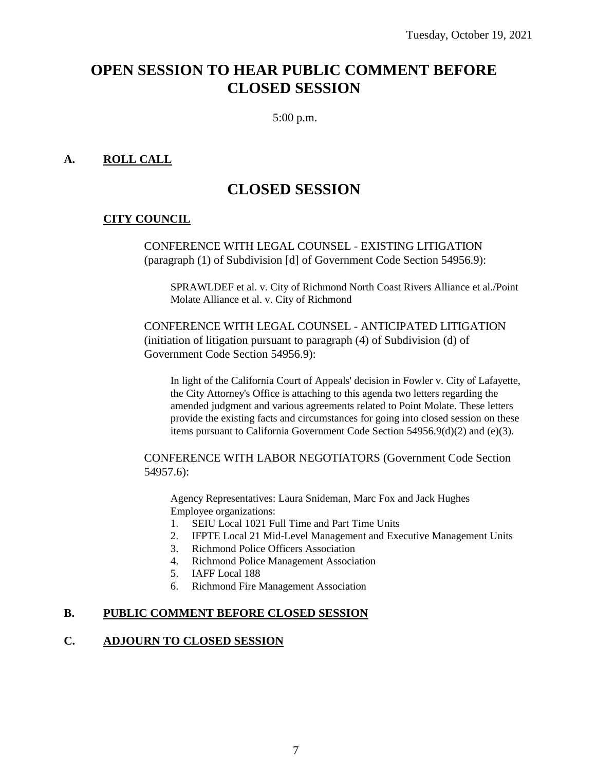# OPEN SESSION TO HEAR PUBLIC COMMENT BEFORE CLOSED SESSION

5:00 p.m.

## A. ROLL CALL

# CLOSED SESSION

### CITY COUNCIL

CONFERENCE WITH LEGAL COUNSEL - EXISTING LITIGATION (paragraph (1) of Subdivision [d] of Government Code Section 54956.9):

SPRAWLDEF et al. v. City of Richmond North Coast Rivers Alliance et al./Point Molate Alliance et al. v. City of Richmond

CONFERENCE WITH LEGAL COUNSEL - ANTICIPATED LITIGATION (initiation of litigation pursuant to paragraph (4) of Subdivision (d) of Government Code Section 54956.9):

In light of the California Court of Appeals' decision in Fowler v. City of Lafayette, the City Attorney's Office is attaching to this agenda two letters regarding the amended judgment and various agreements related to Point Molate. These letters provide the existing facts and circumstances for going into closed session on these items pursuant to California Government Code Section 54956.9(d)(2) and (e)(3).

CONFERENCE WITH LABOR NEGOTIATORS (Government Code Section 54957.6):

Agency Representatives: Laura Snideman, Marc Fox and Jack Hughes
Employee organizations:

1. SEIU Local 1021 Full Time and Part Time Units
2. IFPTE Local 21 Mid-Level Management and Executive Management Units
3. Richmond Police Officers Association
4. Richmond Police Management Association
5. IAFF Local 188
6. Richmond Fire Management Association

## B. PUBLIC COMMENT BEFORE CLOSED SESSION

## C. ADJOURN TO CLOSED SESSION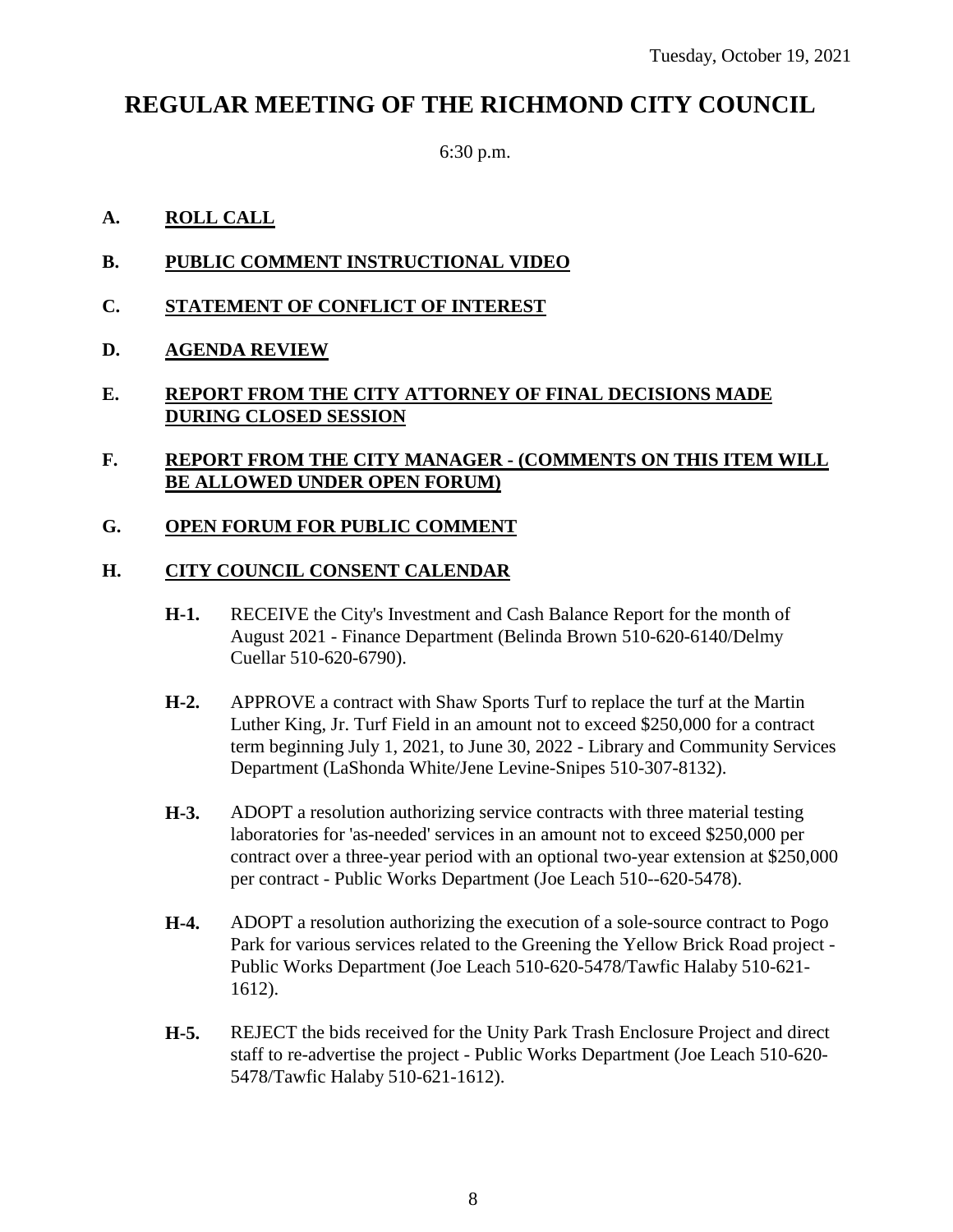Tuesday, October 19, 2021

# REGULAR MEETING OF THE RICHMOND CITY COUNCIL

6:30 p.m.

**A. ROLL CALL**

**B. PUBLIC COMMENT INSTRUCTIONAL VIDEO**

**C. STATEMENT OF CONFLICT OF INTEREST**

**D. AGENDA REVIEW**

**E. REPORT FROM THE CITY ATTORNEY OF FINAL DECISIONS MADE DURING CLOSED SESSION**

**F. REPORT FROM THE CITY MANAGER - (COMMENTS ON THIS ITEM WILL BE ALLOWED UNDER OPEN FORUM)**

**G. OPEN FORUM FOR PUBLIC COMMENT**

**H. CITY COUNCIL CONSENT CALENDAR**

**H-1.** RECEIVE the City's Investment and Cash Balance Report for the month of August 2021 - Finance Department (Belinda Brown 510-620-6140/Delmy Cuellar 510-620-6790).

**H-2.** APPROVE a contract with Shaw Sports Turf to replace the turf at the Martin Luther King, Jr. Turf Field in an amount not to exceed $250,000 for a contract term beginning July 1, 2021, to June 30, 2022 - Library and Community Services Department (LaShonda White/Jene Levine-Snipes 510-307-8132).

**H-3.** ADOPT a resolution authorizing service contracts with three material testing laboratories for 'as-needed' services in an amount not to exceed $250,000 per contract over a three-year period with an optional two-year extension at $250,000 per contract - Public Works Department (Joe Leach 510--620-5478).

**H-4.** ADOPT a resolution authorizing the execution of a sole-source contract to Pogo Park for various services related to the Greening the Yellow Brick Road project - Public Works Department (Joe Leach 510-620-5478/Tawfic Halaby 510-621-1612).

**H-5.** REJECT the bids received for the Unity Park Trash Enclosure Project and direct staff to re-advertise the project - Public Works Department (Joe Leach 510-620-5478/Tawfic Halaby 510-621-1612).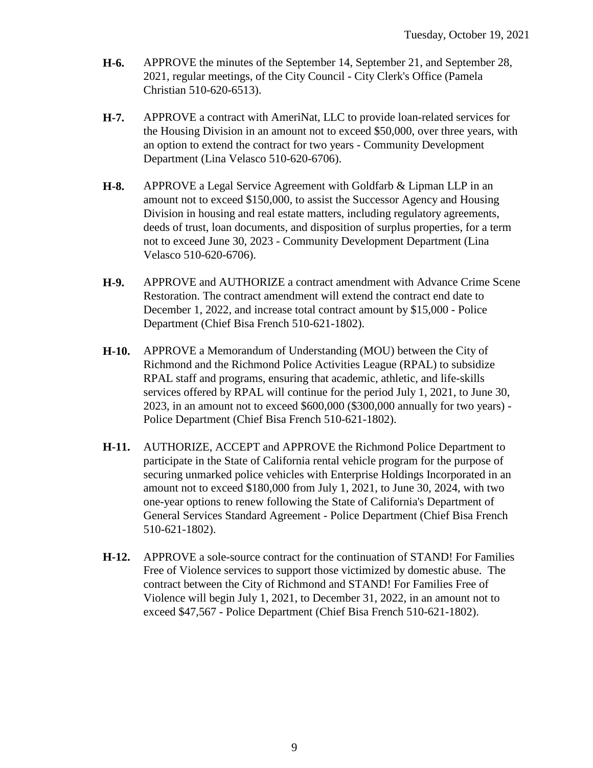**H-6.** APPROVE the minutes of the September 14, September 21, and September 28, 2021, regular meetings, of the City Council - City Clerk's Office (Pamela Christian 510-620-6513).

**H-7.** APPROVE a contract with AmeriNat, LLC to provide loan-related services for the Housing Division in an amount not to exceed $50,000, over three years, with an option to extend the contract for two years - Community Development Department (Lina Velasco 510-620-6706).

**H-8.** APPROVE a Legal Service Agreement with Goldfarb & Lipman LLP in an amount not to exceed $150,000, to assist the Successor Agency and Housing Division in housing and real estate matters, including regulatory agreements, deeds of trust, loan documents, and disposition of surplus properties, for a term not to exceed June 30, 2023 - Community Development Department (Lina Velasco 510-620-6706).

**H-9.** APPROVE and AUTHORIZE a contract amendment with Advance Crime Scene Restoration. The contract amendment will extend the contract end date to December 1, 2022, and increase total contract amount by $15,000 - Police Department (Chief Bisa French 510-621-1802).

**H-10.** APPROVE a Memorandum of Understanding (MOU) between the City of Richmond and the Richmond Police Activities League (RPAL) to subsidize RPAL staff and programs, ensuring that academic, athletic, and life-skills services offered by RPAL will continue for the period July 1, 2021, to June 30, 2023, in an amount not to exceed $600,000 ($300,000 annually for two years) - Police Department (Chief Bisa French 510-621-1802).

**H-11.** AUTHORIZE, ACCEPT and APPROVE the Richmond Police Department to participate in the State of California rental vehicle program for the purpose of securing unmarked police vehicles with Enterprise Holdings Incorporated in an amount not to exceed $180,000 from July 1, 2021, to June 30, 2024, with two one-year options to renew following the State of California's Department of General Services Standard Agreement - Police Department (Chief Bisa French 510-621-1802).

**H-12.** APPROVE a sole-source contract for the continuation of STAND! For Families Free of Violence services to support those victimized by domestic abuse. The contract between the City of Richmond and STAND! For Families Free of Violence will begin July 1, 2021, to December 31, 2022, in an amount not to exceed $47,567 - Police Department (Chief Bisa French 510-621-1802).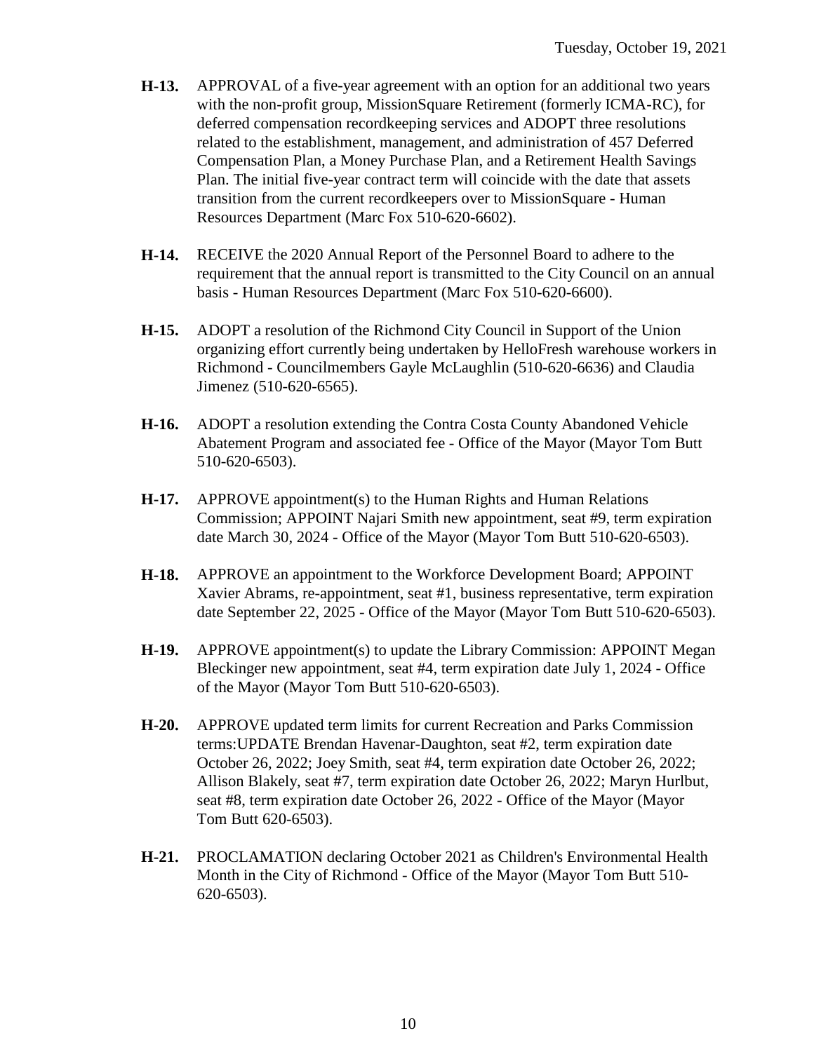**H-13.** APPROVAL of a five-year agreement with an option for an additional two years with the non-profit group, MissionSquare Retirement (formerly ICMA-RC), for deferred compensation recordkeeping services and ADOPT three resolutions related to the establishment, management, and administration of 457 Deferred Compensation Plan, a Money Purchase Plan, and a Retirement Health Savings Plan. The initial five-year contract term will coincide with the date that assets transition from the current recordkeepers over to MissionSquare - Human Resources Department (Marc Fox 510-620-6602).

**H-14.** RECEIVE the 2020 Annual Report of the Personnel Board to adhere to the requirement that the annual report is transmitted to the City Council on an annual basis - Human Resources Department (Marc Fox 510-620-6600).

**H-15.** ADOPT a resolution of the Richmond City Council in Support of the Union organizing effort currently being undertaken by HelloFresh warehouse workers in Richmond - Councilmembers Gayle McLaughlin (510-620-6636) and Claudia Jimenez (510-620-6565).

**H-16.** ADOPT a resolution extending the Contra Costa County Abandoned Vehicle Abatement Program and associated fee - Office of the Mayor (Mayor Tom Butt 510-620-6503).

**H-17.** APPROVE appointment(s) to the Human Rights and Human Relations Commission; APPOINT Najari Smith new appointment, seat #9, term expiration date March 30, 2024 - Office of the Mayor (Mayor Tom Butt 510-620-6503).

**H-18.** APPROVE an appointment to the Workforce Development Board; APPOINT Xavier Abrams, re-appointment, seat #1, business representative, term expiration date September 22, 2025 - Office of the Mayor (Mayor Tom Butt 510-620-6503).

**H-19.** APPROVE appointment(s) to update the Library Commission: APPOINT Megan Bleckinger new appointment, seat #4, term expiration date July 1, 2024 - Office of the Mayor (Mayor Tom Butt 510-620-6503).

**H-20.** APPROVE updated term limits for current Recreation and Parks Commission terms:UPDATE Brendan Havenar-Daughton, seat #2, term expiration date October 26, 2022; Joey Smith, seat #4, term expiration date October 26, 2022; Allison Blakely, seat #7, term expiration date October 26, 2022; Maryn Hurlbut, seat #8, term expiration date October 26, 2022 - Office of the Mayor (Mayor Tom Butt 620-6503).

**H-21.** PROCLAMATION declaring October 2021 as Children's Environmental Health Month in the City of Richmond - Office of the Mayor (Mayor Tom Butt 510-620-6503).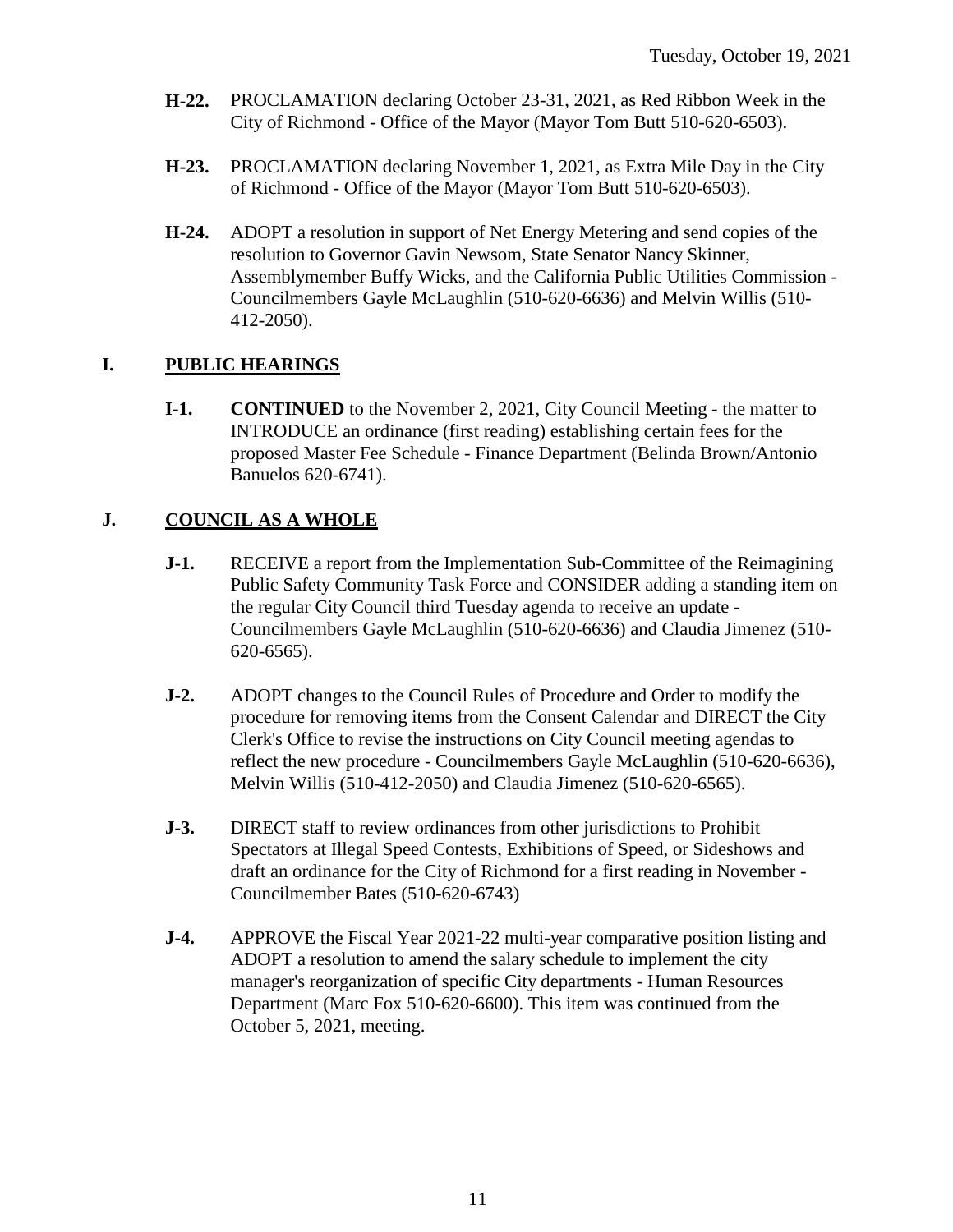**H-22.** PROCLAMATION declaring October 23-31, 2021, as Red Ribbon Week in the City of Richmond - Office of the Mayor (Mayor Tom Butt 510-620-6503).

**H-23.** PROCLAMATION declaring November 1, 2021, as Extra Mile Day in the City of Richmond - Office of the Mayor (Mayor Tom Butt 510-620-6503).

**H-24.** ADOPT a resolution in support of Net Energy Metering and send copies of the resolution to Governor Gavin Newsom, State Senator Nancy Skinner, Assemblymember Buffy Wicks, and the California Public Utilities Commission - Councilmembers Gayle McLaughlin (510-620-6636) and Melvin Willis (510-412-2050).

## I. PUBLIC HEARINGS

**I-1.** **CONTINUED** to the November 2, 2021, City Council Meeting - the matter to INTRODUCE an ordinance (first reading) establishing certain fees for the proposed Master Fee Schedule - Finance Department (Belinda Brown/Antonio Banuelos 620-6741).

## J. COUNCIL AS A WHOLE

**J-1.** RECEIVE a report from the Implementation Sub-Committee of the Reimagining Public Safety Community Task Force and CONSIDER adding a standing item on the regular City Council third Tuesday agenda to receive an update - Councilmembers Gayle McLaughlin (510-620-6636) and Claudia Jimenez (510-620-6565).

**J-2.** ADOPT changes to the Council Rules of Procedure and Order to modify the procedure for removing items from the Consent Calendar and DIRECT the City Clerk's Office to revise the instructions on City Council meeting agendas to reflect the new procedure - Councilmembers Gayle McLaughlin (510-620-6636), Melvin Willis (510-412-2050) and Claudia Jimenez (510-620-6565).

**J-3.** DIRECT staff to review ordinances from other jurisdictions to Prohibit Spectators at Illegal Speed Contests, Exhibitions of Speed, or Sideshows and draft an ordinance for the City of Richmond for a first reading in November - Councilmember Bates (510-620-6743)

**J-4.** APPROVE the Fiscal Year 2021-22 multi-year comparative position listing and ADOPT a resolution to amend the salary schedule to implement the city manager's reorganization of specific City departments - Human Resources Department (Marc Fox 510-620-6600). This item was continued from the October 5, 2021, meeting.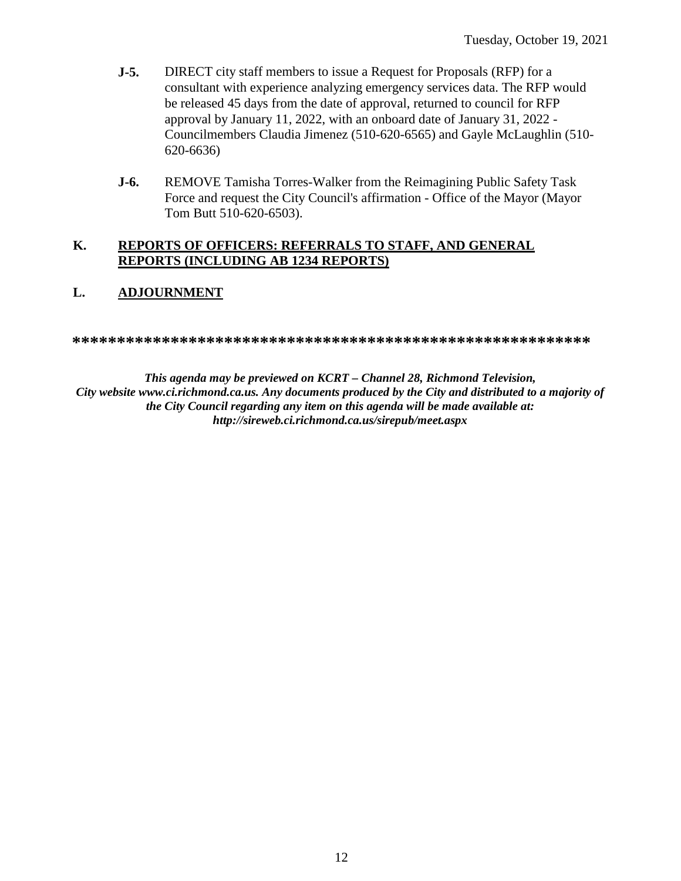**J-5.** DIRECT city staff members to issue a Request for Proposals (RFP) for a consultant with experience analyzing emergency services data. The RFP would be released 45 days from the date of approval, returned to council for RFP approval by January 11, 2022, with an onboard date of January 31, 2022 - Councilmembers Claudia Jimenez (510-620-6565) and Gayle McLaughlin (510-620-6636)

**J-6.** REMOVE Tamisha Torres-Walker from the Reimagining Public Safety Task Force and request the City Council's affirmation - Office of the Mayor (Mayor Tom Butt 510-620-6503).

## K. REPORTS OF OFFICERS: REFERRALS TO STAFF, AND GENERAL REPORTS (INCLUDING AB 1234 REPORTS)

## L. ADJOURNMENT

**********************************************************

***This agenda may be previewed on KCRT – Channel 28, Richmond Television, City website www.ci.richmond.ca.us. Any documents produced by the City and distributed to a majority of the City Council regarding any item on this agenda will be made available at: http://sireweb.ci.richmond.ca.us/sirepub/meet.aspx***